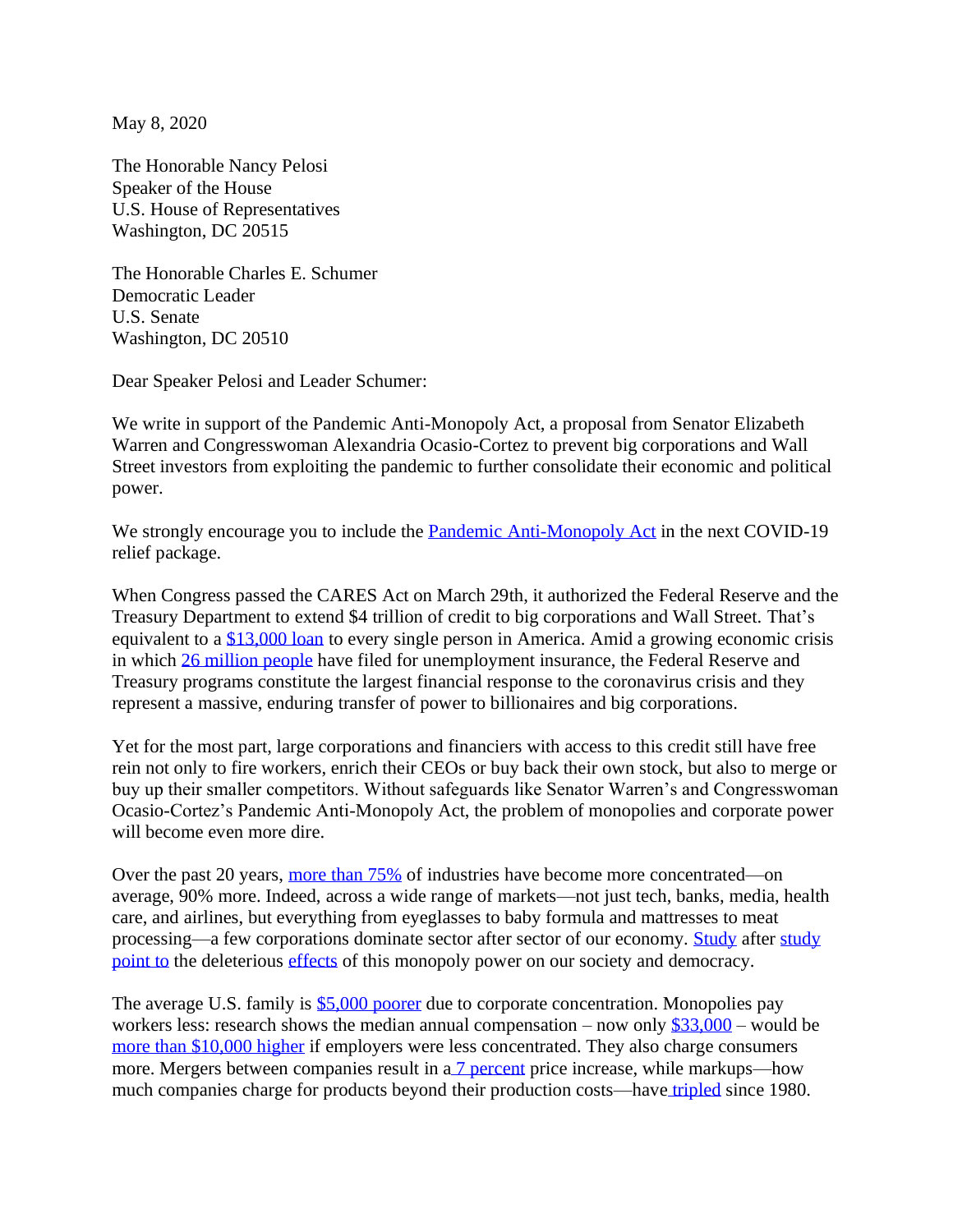May 8, 2020

The Honorable Nancy Pelosi
Speaker of the House
U.S. House of Representatives
Washington, DC 20515

The Honorable Charles E. Schumer
Democratic Leader
U.S. Senate
Washington, DC 20510

Dear Speaker Pelosi and Leader Schumer:

We write in support of the Pandemic Anti-Monopoly Act, a proposal from Senator Elizabeth Warren and Congresswoman Alexandria Ocasio-Cortez to prevent big corporations and Wall Street investors from exploiting the pandemic to further consolidate their economic and political power.

We strongly encourage you to include the Pandemic Anti-Monopoly Act in the next COVID-19 relief package.

When Congress passed the CARES Act on March 29th, it authorized the Federal Reserve and the Treasury Department to extend $4 trillion of credit to big corporations and Wall Street. That's equivalent to a $13,000 loan to every single person in America. Amid a growing economic crisis in which 26 million people have filed for unemployment insurance, the Federal Reserve and Treasury programs constitute the largest financial response to the coronavirus crisis and they represent a massive, enduring transfer of power to billionaires and big corporations.

Yet for the most part, large corporations and financiers with access to this credit still have free rein not only to fire workers, enrich their CEOs or buy back their own stock, but also to merge or buy up their smaller competitors. Without safeguards like Senator Warren's and Congresswoman Ocasio-Cortez's Pandemic Anti-Monopoly Act, the problem of monopolies and corporate power will become even more dire.

Over the past 20 years, more than 75% of industries have become more concentrated—on average, 90% more. Indeed, across a wide range of markets—not just tech, banks, media, health care, and airlines, but everything from eyeglasses to baby formula and mattresses to meat processing—a few corporations dominate sector after sector of our economy. Study after study point to the deleterious effects of this monopoly power on our society and democracy.

The average U.S. family is $5,000 poorer due to corporate concentration. Monopolies pay workers less: research shows the median annual compensation – now only $33,000 – would be more than $10,000 higher if employers were less concentrated. They also charge consumers more. Mergers between companies result in a 7 percent price increase, while markups—how much companies charge for products beyond their production costs—have tripled since 1980.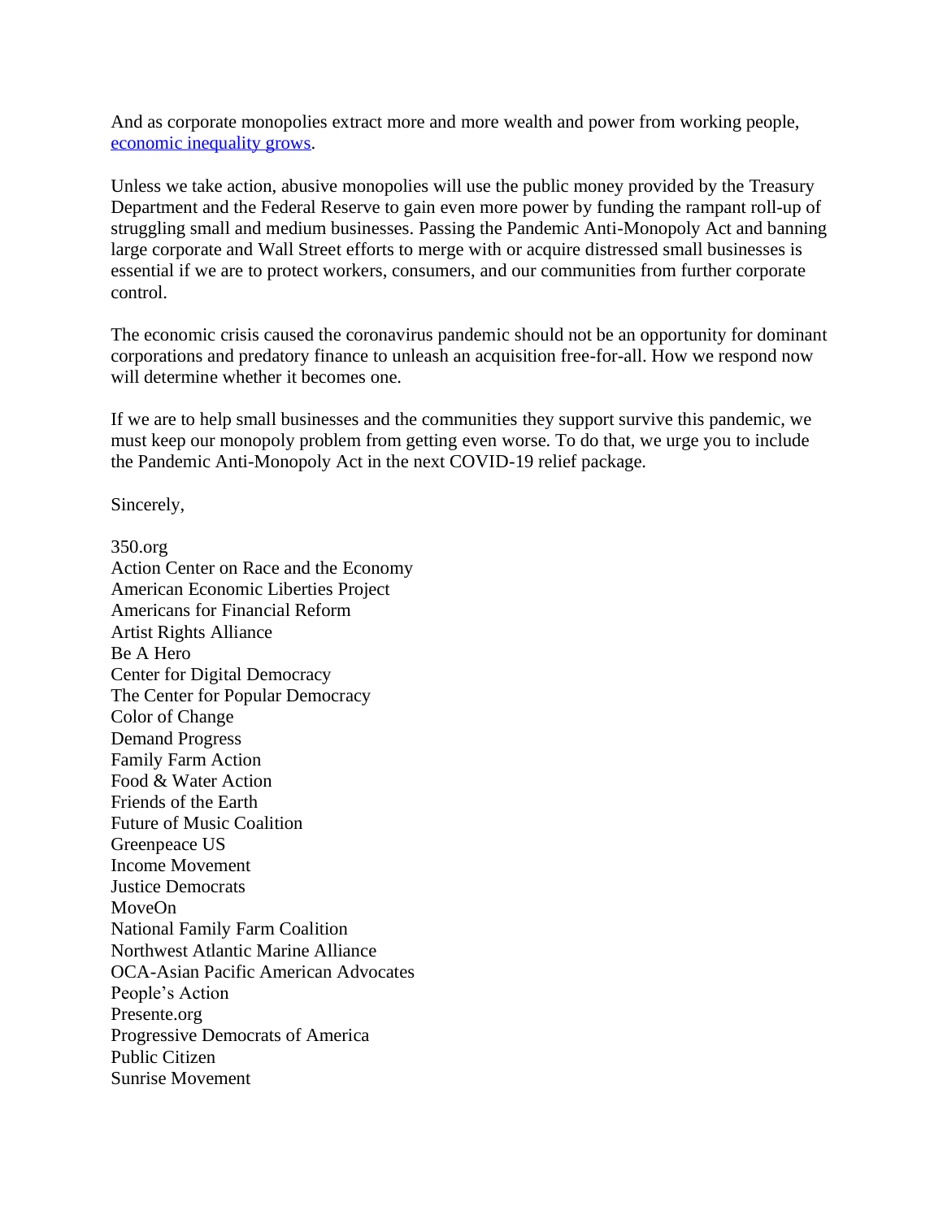And as corporate monopolies extract more and more wealth and power from working people, [economic inequality grows](#).

Unless we take action, abusive monopolies will use the public money provided by the Treasury Department and the Federal Reserve to gain even more power by funding the rampant roll-up of struggling small and medium businesses. Passing the Pandemic Anti-Monopoly Act and banning large corporate and Wall Street efforts to merge with or acquire distressed small businesses is essential if we are to protect workers, consumers, and our communities from further corporate control.

The economic crisis caused the coronavirus pandemic should not be an opportunity for dominant corporations and predatory finance to unleash an acquisition free-for-all. How we respond now will determine whether it becomes one.

If we are to help small businesses and the communities they support survive this pandemic, we must keep our monopoly problem from getting even worse. To do that, we urge you to include the Pandemic Anti-Monopoly Act in the next COVID-19 relief package.

Sincerely,

350.org
Action Center on Race and the Economy
American Economic Liberties Project
Americans for Financial Reform
Artist Rights Alliance
Be A Hero
Center for Digital Democracy
The Center for Popular Democracy
Color of Change
Demand Progress
Family Farm Action
Food & Water Action
Friends of the Earth
Future of Music Coalition
Greenpeace US
Income Movement
Justice Democrats
MoveOn
National Family Farm Coalition
Northwest Atlantic Marine Alliance
OCA-Asian Pacific American Advocates
People's Action
Presente.org
Progressive Democrats of America
Public Citizen
Sunrise Movement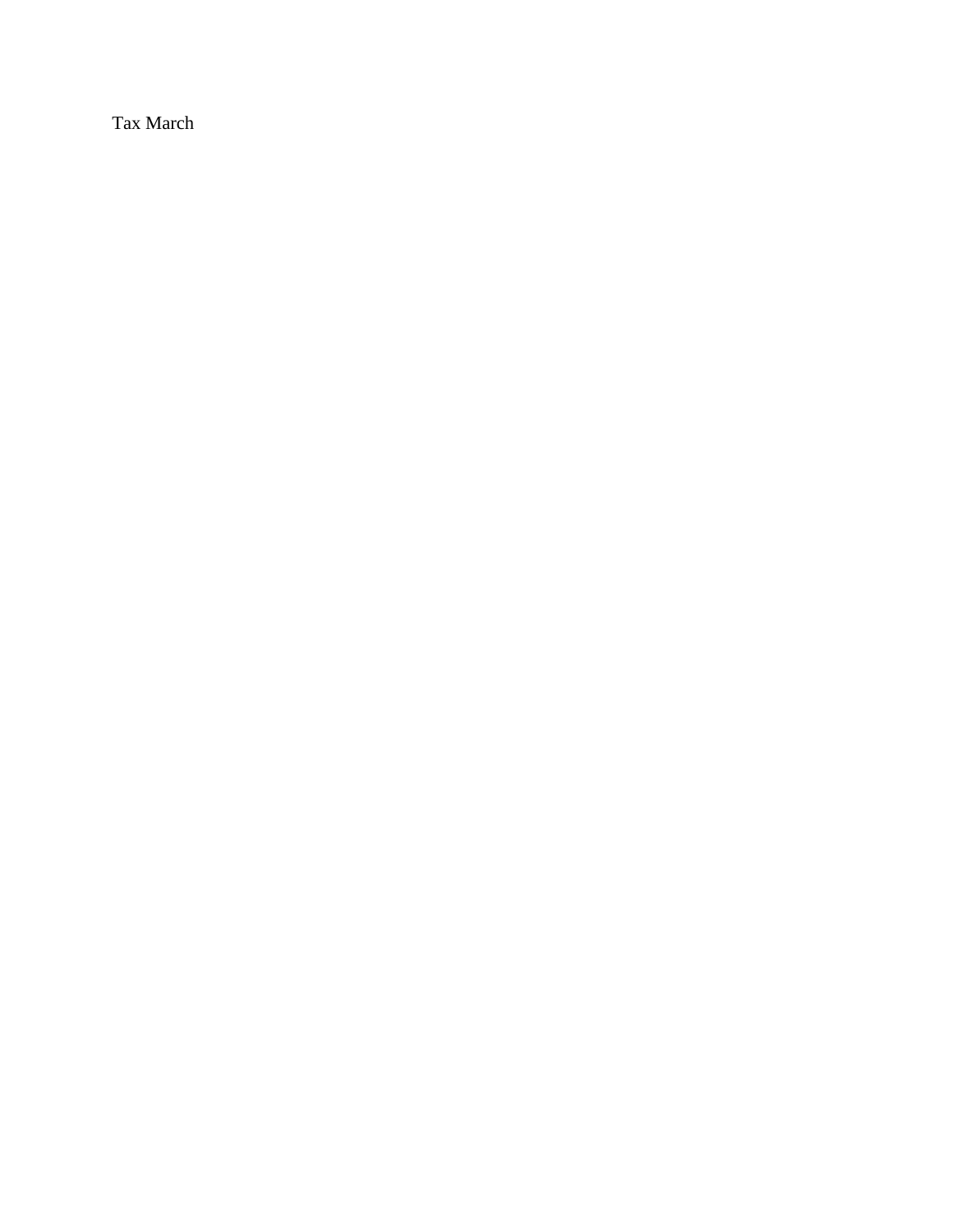Tax March